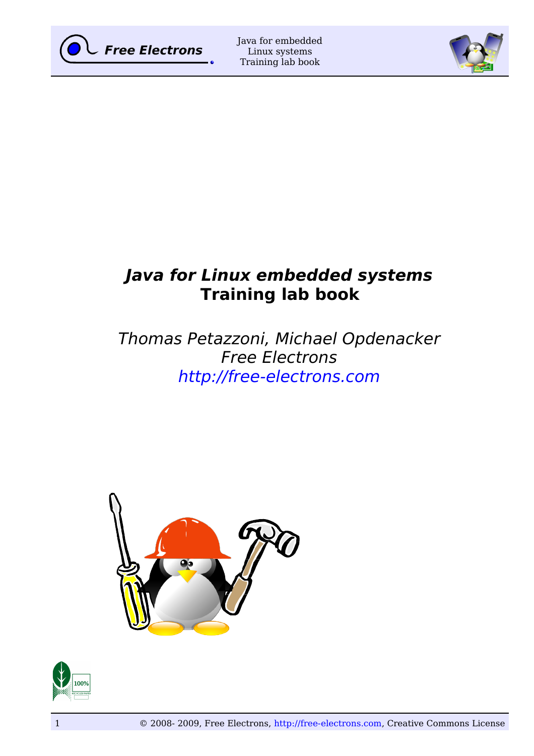# *Java for Linux embedded systems*
# Training lab book

*Thomas Petazzoni, Michael Opdenacker*
*Free Electrons*
*http://free-electrons.com*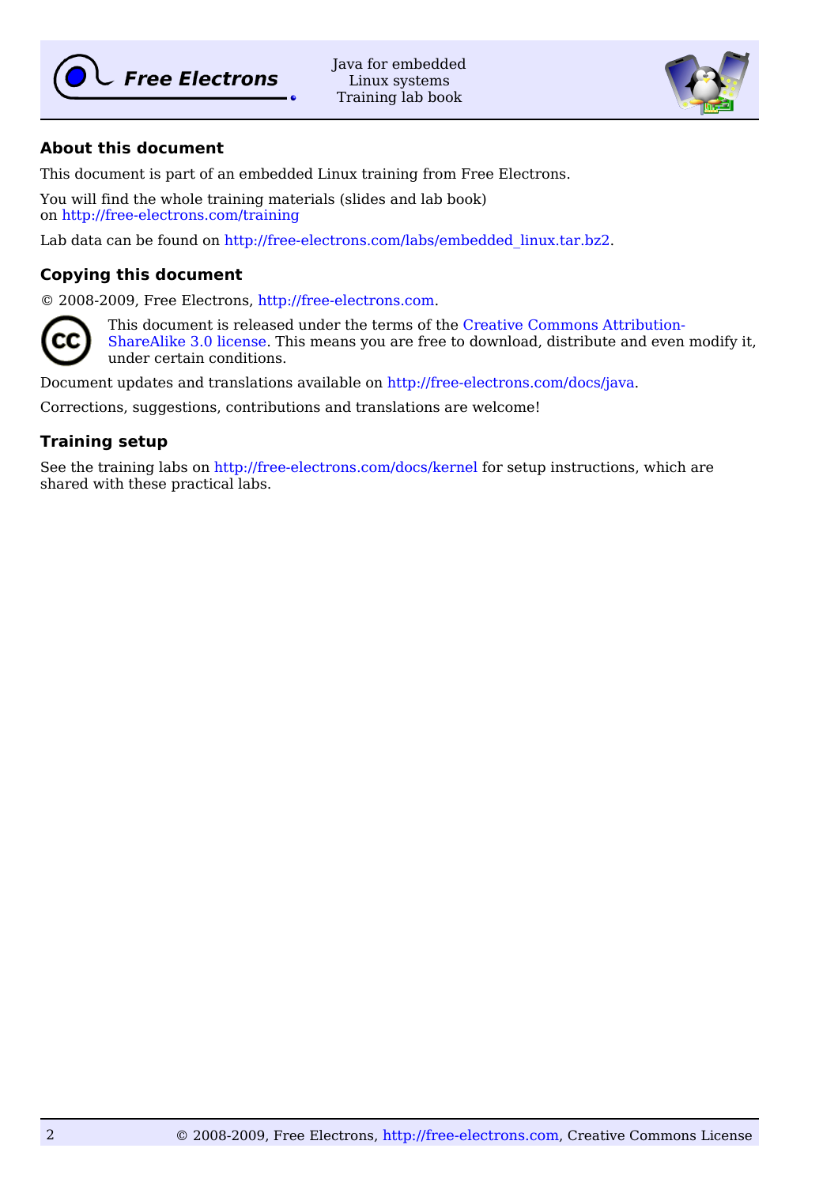## About this document

This document is part of an embedded Linux training from Free Electrons.

You will find the whole training materials (slides and lab book) on http://free-electrons.com/training

Lab data can be found on http://free-electrons.com/labs/embedded_linux.tar.bz2.

## Copying this document

© 2008-2009, Free Electrons, http://free-electrons.com.

This document is released under the terms of the Creative Commons Attribution-ShareAlike 3.0 license. This means you are free to download, distribute and even modify it, under certain conditions.

Document updates and translations available on http://free-electrons.com/docs/java.

Corrections, suggestions, contributions and translations are welcome!

## Training setup

See the training labs on http://free-electrons.com/docs/kernel for setup instructions, which are shared with these practical labs.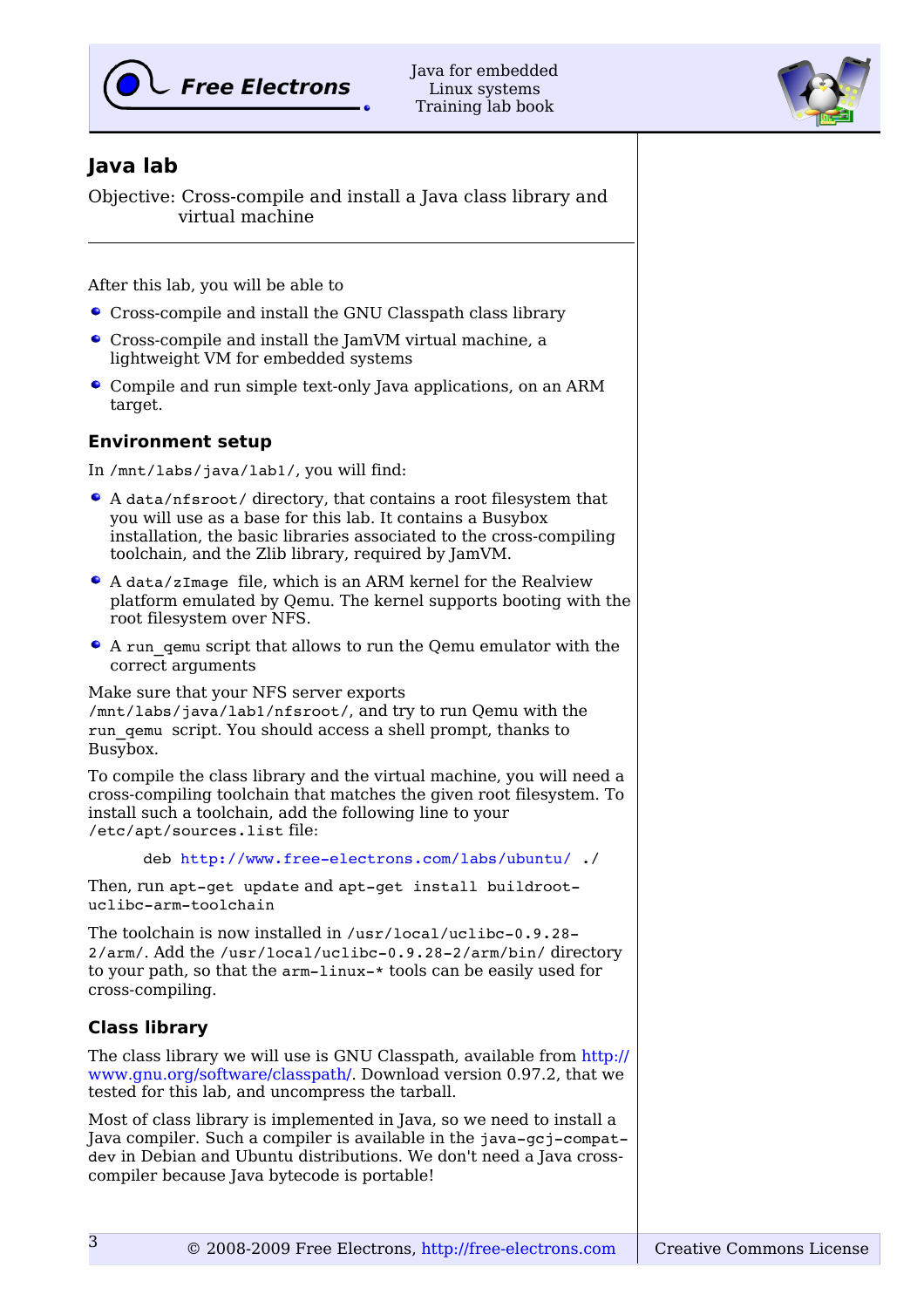## Java lab

Objective: Cross-compile and install a Java class library and virtual machine

After this lab, you will be able to

- Cross-compile and install the GNU Classpath class library
- Cross-compile and install the JamVM virtual machine, a lightweight VM for embedded systems
- Compile and run simple text-only Java applications, on an ARM target.

### Environment setup

In `/mnt/labs/java/lab1/`, you will find:

- A `data/nfsroot/` directory, that contains a root filesystem that you will use as a base for this lab. It contains a Busybox installation, the basic libraries associated to the cross-compiling toolchain, and the Zlib library, required by JamVM.
- A `data/zImage` file, which is an ARM kernel for the Realview platform emulated by Qemu. The kernel supports booting with the root filesystem over NFS.
- A `run_qemu` script that allows to run the Qemu emulator with the correct arguments

Make sure that your NFS server exports `/mnt/labs/java/lab1/nfsroot/`, and try to run Qemu with the `run_qemu` script. You should access a shell prompt, thanks to Busybox.

To compile the class library and the virtual machine, you will need a cross-compiling toolchain that matches the given root filesystem. To install such a toolchain, add the following line to your `/etc/apt/sources.list` file:

```
deb http://www.free-electrons.com/labs/ubuntu/ ./
```

Then, run `apt-get update` and `apt-get install buildroot-uclibc-arm-toolchain`

The toolchain is now installed in `/usr/local/uclibc-0.9.28-2/arm/`. Add the `/usr/local/uclibc-0.9.28-2/arm/bin/` directory to your path, so that the `arm-linux-*` tools can be easily used for cross-compiling.

### Class library

The class library we will use is GNU Classpath, available from http://www.gnu.org/software/classpath/. Download version 0.97.2, that we tested for this lab, and uncompress the tarball.

Most of class library is implemented in Java, so we need to install a Java compiler. Such a compiler is available in the `java-gcj-compat-dev` in Debian and Ubuntu distributions. We don't need a Java cross-compiler because Java bytecode is portable!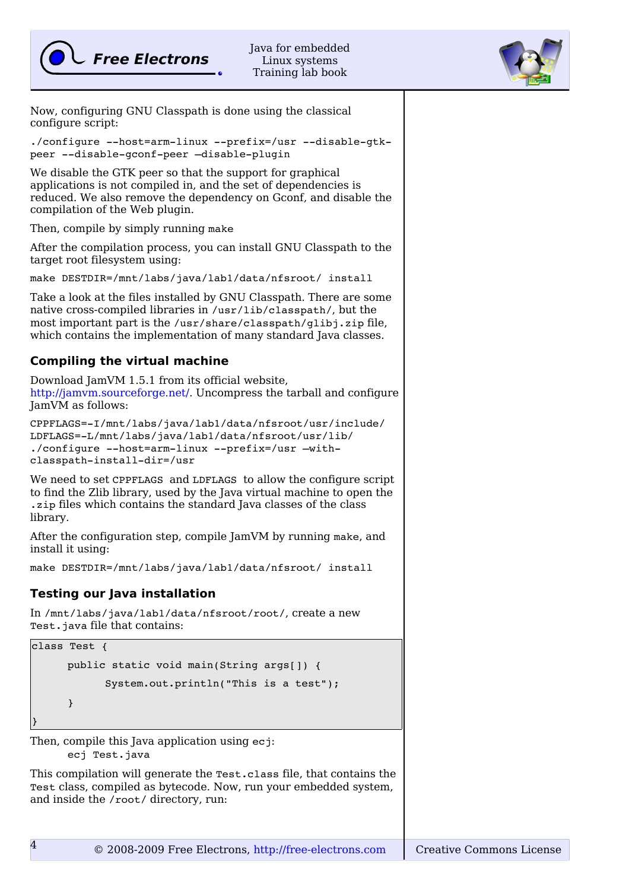Now, configuring GNU Classpath is done using the classical configure script:

```
./configure --host=arm-linux --prefix=/usr --disable-gtk-peer --disable-gconf-peer –disable-plugin
```

We disable the GTK peer so that the support for graphical applications is not compiled in, and the set of dependencies is reduced. We also remove the dependency on Gconf, and disable the compilation of the Web plugin.

Then, compile by simply running `make`

After the compilation process, you can install GNU Classpath to the target root filesystem using:

```
make DESTDIR=/mnt/labs/java/lab1/data/nfsroot/ install
```

Take a look at the files installed by GNU Classpath. There are some native cross-compiled libraries in `/usr/lib/classpath/`, but the most important part is the `/usr/share/classpath/glibj.zip` file, which contains the implementation of many standard Java classes.

### Compiling the virtual machine

Download JamVM 1.5.1 from its official website, http://jamvm.sourceforge.net/. Uncompress the tarball and configure JamVM as follows:

```
CPPFLAGS=-I/mnt/labs/java/lab1/data/nfsroot/usr/include/
LDFLAGS=-L/mnt/labs/java/lab1/data/nfsroot/usr/lib/
./configure --host=arm-linux --prefix=/usr –with-classpath-install-dir=/usr
```

We need to set `CPPFLAGS` and `LDFLAGS` to allow the configure script to find the Zlib library, used by the Java virtual machine to open the `.zip` files which contains the standard Java classes of the class library.

After the configuration step, compile JamVM by running `make`, and install it using:

```
make DESTDIR=/mnt/labs/java/lab1/data/nfsroot/ install
```

### Testing our Java installation

In `/mnt/labs/java/lab1/data/nfsroot/root/`, create a new `Test.java` file that contains:

```
class Test {
      public static void main(String args[]) {
            System.out.println("This is a test");
      }
}
```

Then, compile this Java application using `ecj`:

```
ecj Test.java
```

This compilation will generate the `Test.class` file, that contains the `Test` class, compiled as bytecode. Now, run your embedded system, and inside the `/root/` directory, run: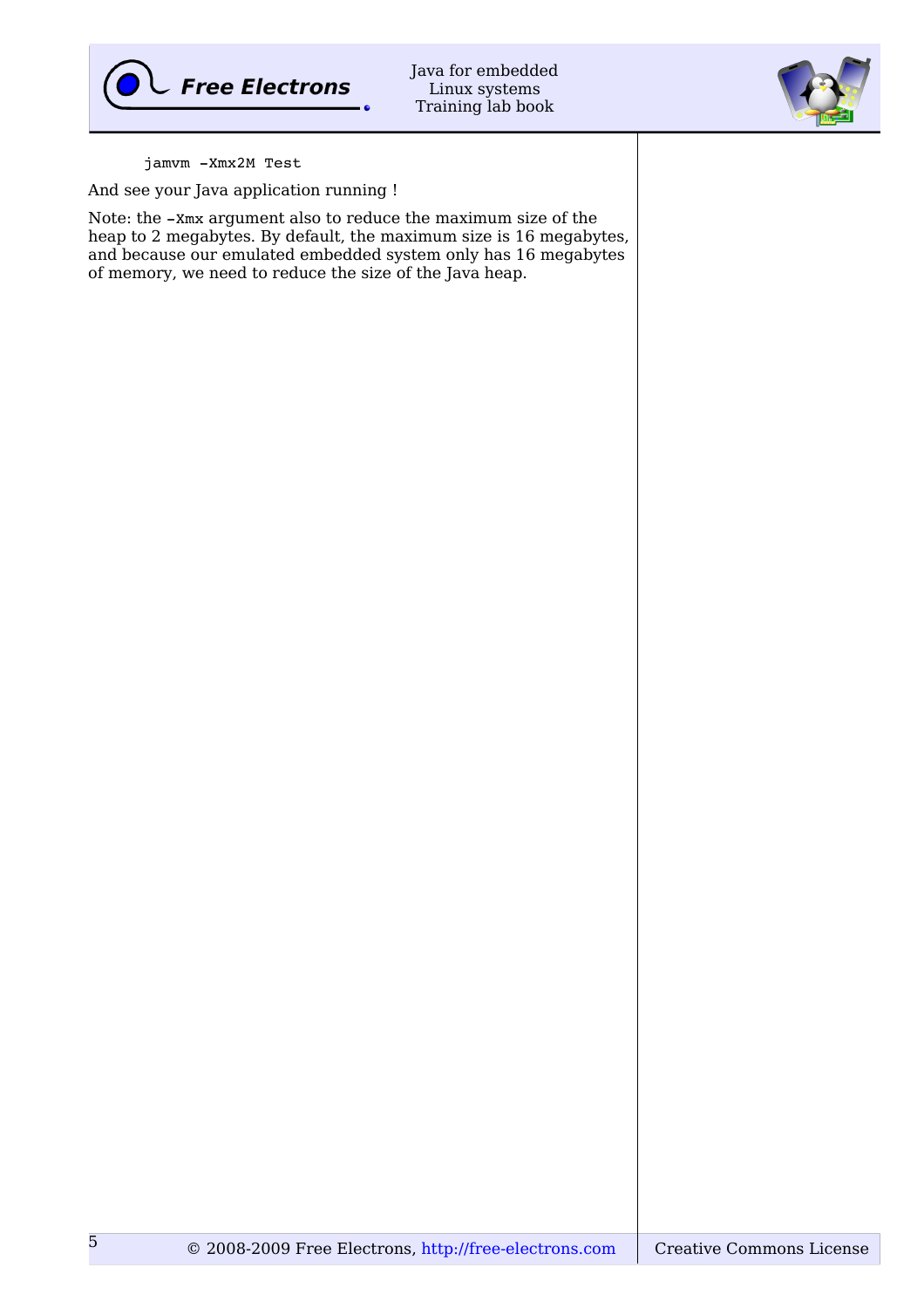```
jamvm -Xmx2M Test
```

And see your Java application running !

Note: the `-Xmx` argument also to reduce the maximum size of the heap to 2 megabytes. By default, the maximum size is 16 megabytes, and because our emulated embedded system only has 16 megabytes of memory, we need to reduce the size of the Java heap.